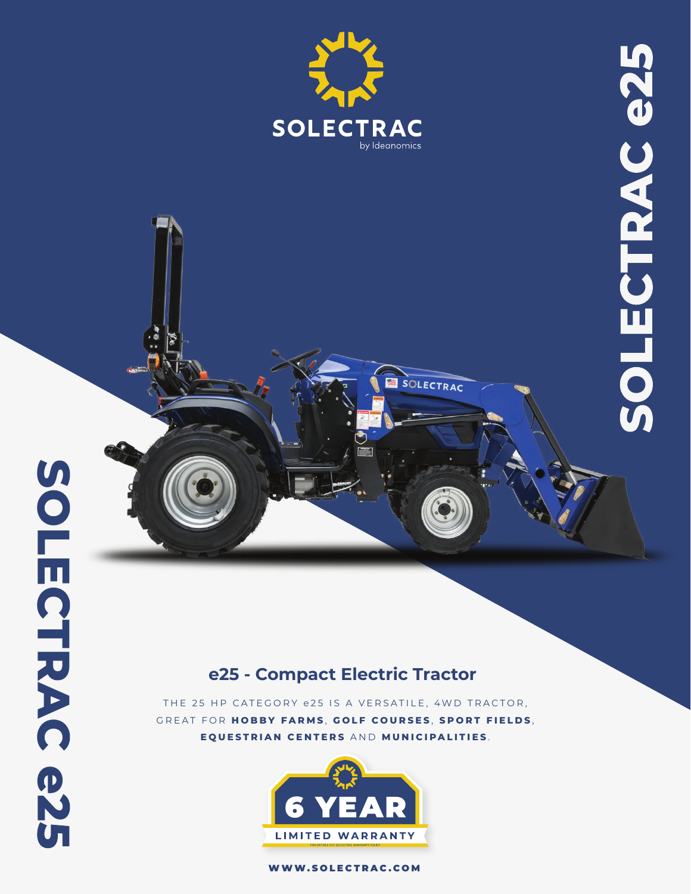SOLECTRAC
by Ideanomics

SOLECTRAC e25

## e25 - Compact Electric Tractor

THE 25 HP CATEGORY e25 IS A VERSATILE, 4WD TRACTOR, GREAT FOR **HOBBY FARMS**, **GOLF COURSES**, **SPORT FIELDS**, **EQUESTRIAN CENTERS** AND **MUNICIPALITIES**.

**6 YEAR**
LIMITED WARRANTY
FOR DETAILS SEE SOLECTRAC WARRANTY POLICY

WWW.SOLECTRAC.COM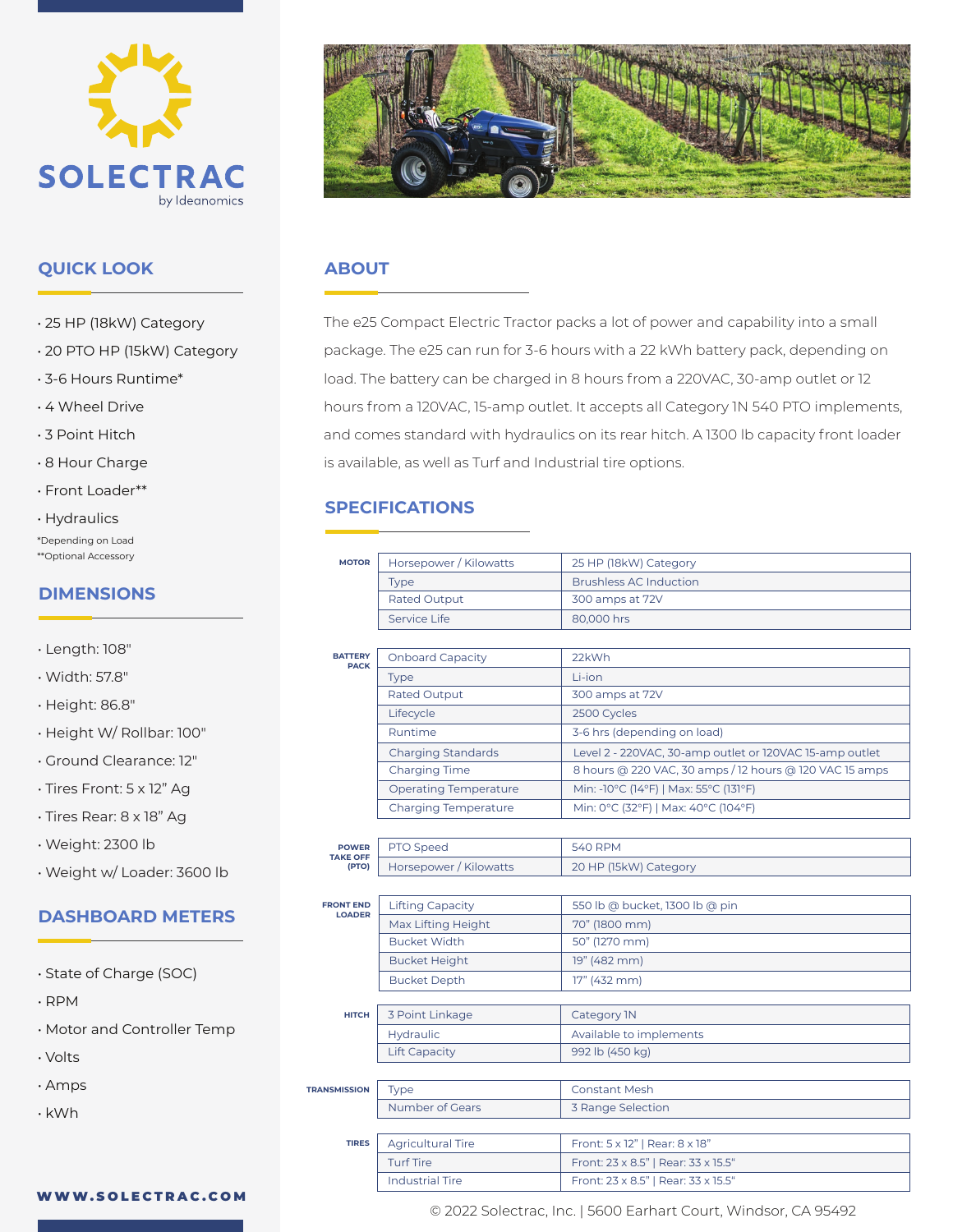SOLECTRAC
by Ideanomics

## QUICK LOOK

- 25 HP (18kW) Category
- 20 PTO HP (15kW) Category
- 3-6 Hours Runtime*
- 4 Wheel Drive
- 3 Point Hitch
- 8 Hour Charge
- Front Loader**
- Hydraulics

*Depending on Load
**Optional Accessory

## DIMENSIONS

- Length: 108"
- Width: 57.8"
- Height: 86.8"
- Height W/ Rollbar: 100"
- Ground Clearance: 12"
- Tires Front: 5 x 12" Ag
- Tires Rear: 8 x 18" Ag
- Weight: 2300 lb
- Weight w/ Loader: 3600 lb

## DASHBOARD METERS

- State of Charge (SOC)
- RPM
- Motor and Controller Temp
- Volts
- Amps
- kWh

**WWW.SOLECTRAC.COM**

## ABOUT

The e25 Compact Electric Tractor packs a lot of power and capability into a small package. The e25 can run for 3-6 hours with a 22 kWh battery pack, depending on load. The battery can be charged in 8 hours from a 220VAC, 30-amp outlet or 12 hours from a 120VAC, 15-amp outlet. It accepts all Category 1N 540 PTO implements, and comes standard with hydraulics on its rear hitch. A 1300 lb capacity front loader is available, as well as Turf and Industrial tire options.

## SPECIFICATIONS

| | | |
|---|---|---|
| **MOTOR** | Horsepower / Kilowatts | 25 HP (18kW) Category |
| | Type | Brushless AC Induction |
| | Rated Output | 300 amps at 72V |
| | Service Life | 80,000 hrs |
| **BATTERY PACK** | Onboard Capacity | 22kWh |
| | Type | Li-ion |
| | Rated Output | 300 amps at 72V |
| | Lifecycle | 2500 Cycles |
| | Runtime | 3-6 hrs (depending on load) |
| | Charging Standards | Level 2 - 220VAC, 30-amp outlet or 120VAC 15-amp outlet |
| | Charging Time | 8 hours @ 220 VAC, 30 amps / 12 hours @ 120 VAC 15 amps |
| | Operating Temperature | Min: -10°C (14°F) \| Max: 55°C (131°F) |
| | Charging Temperature | Min: 0°C (32°F) \| Max: 40°C (104°F) |
| **POWER TAKE OFF (PTO)** | PTO Speed | 540 RPM |
| | Horsepower / Kilowatts | 20 HP (15kW) Category |
| **FRONT END LOADER** | Lifting Capacity | 550 lb @ bucket, 1300 lb @ pin |
| | Max Lifting Height | 70" (1800 mm) |
| | Bucket Width | 50" (1270 mm) |
| | Bucket Height | 19" (482 mm) |
| | Bucket Depth | 17" (432 mm) |
| **HITCH** | 3 Point Linkage | Category 1N |
| | Hydraulic | Available to implements |
| | Lift Capacity | 992 lb (450 kg) |
| **TRANSMISSION** | Type | Constant Mesh |
| | Number of Gears | 3 Range Selection |
| **TIRES** | Agricultural Tire | Front: 5 x 12" \| Rear: 8 x 18" |
| | Turf Tire | Front: 23 x 8.5" \| Rear: 33 x 15.5" |
| | Industrial Tire | Front: 23 x 8.5" \| Rear: 33 x 15.5" |

© 2022 Solectrac, Inc. | 5600 Earhart Court, Windsor, CA 95492